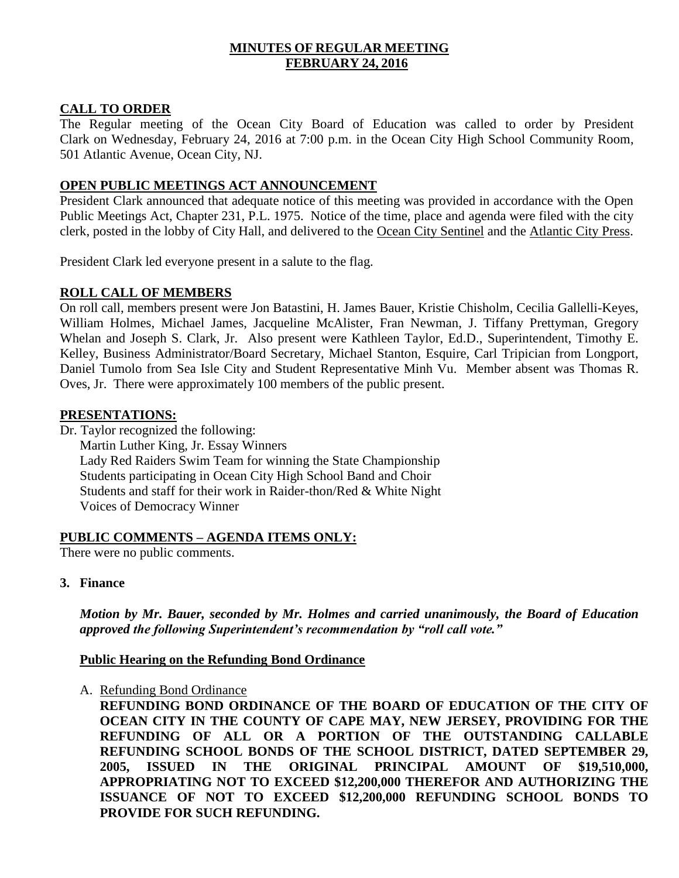# MINUTES OF REGULAR MEETING
# FEBRUARY 24, 2016

## CALL TO ORDER

The Regular meeting of the Ocean City Board of Education was called to order by President Clark on Wednesday, February 24, 2016 at 7:00 p.m. in the Ocean City High School Community Room, 501 Atlantic Avenue, Ocean City, NJ.

## OPEN PUBLIC MEETINGS ACT ANNOUNCEMENT

President Clark announced that adequate notice of this meeting was provided in accordance with the Open Public Meetings Act, Chapter 231, P.L. 1975. Notice of the time, place and agenda were filed with the city clerk, posted in the lobby of City Hall, and delivered to the Ocean City Sentinel and the Atlantic City Press.

President Clark led everyone present in a salute to the flag.

## ROLL CALL OF MEMBERS

On roll call, members present were Jon Batastini, H. James Bauer, Kristie Chisholm, Cecilia Gallelli-Keyes, William Holmes, Michael James, Jacqueline McAlister, Fran Newman, J. Tiffany Prettyman, Gregory Whelan and Joseph S. Clark, Jr. Also present were Kathleen Taylor, Ed.D., Superintendent, Timothy E. Kelley, Business Administrator/Board Secretary, Michael Stanton, Esquire, Carl Tripician from Longport, Daniel Tumolo from Sea Isle City and Student Representative Minh Vu. Member absent was Thomas R. Oves, Jr. There were approximately 100 members of the public present.

## PRESENTATIONS:

Dr. Taylor recognized the following:
- Martin Luther King, Jr. Essay Winners
- Lady Red Raiders Swim Team for winning the State Championship
- Students participating in Ocean City High School Band and Choir
- Students and staff for their work in Raider-thon/Red & White Night
- Voices of Democracy Winner

## PUBLIC COMMENTS – AGENDA ITEMS ONLY:

There were no public comments.

**3. Finance**

***Motion by Mr. Bauer, seconded by Mr. Holmes and carried unanimously, the Board of Education approved the following Superintendent's recommendation by "roll call vote."***

**Public Hearing on the Refunding Bond Ordinance**

A. Refunding Bond Ordinance

**REFUNDING BOND ORDINANCE OF THE BOARD OF EDUCATION OF THE CITY OF OCEAN CITY IN THE COUNTY OF CAPE MAY, NEW JERSEY, PROVIDING FOR THE REFUNDING OF ALL OR A PORTION OF THE OUTSTANDING CALLABLE REFUNDING SCHOOL BONDS OF THE SCHOOL DISTRICT, DATED SEPTEMBER 29, 2005, ISSUED IN THE ORIGINAL PRINCIPAL AMOUNT OF $19,510,000, APPROPRIATING NOT TO EXCEED $12,200,000 THEREFOR AND AUTHORIZING THE ISSUANCE OF NOT TO EXCEED $12,200,000 REFUNDING SCHOOL BONDS TO PROVIDE FOR SUCH REFUNDING.**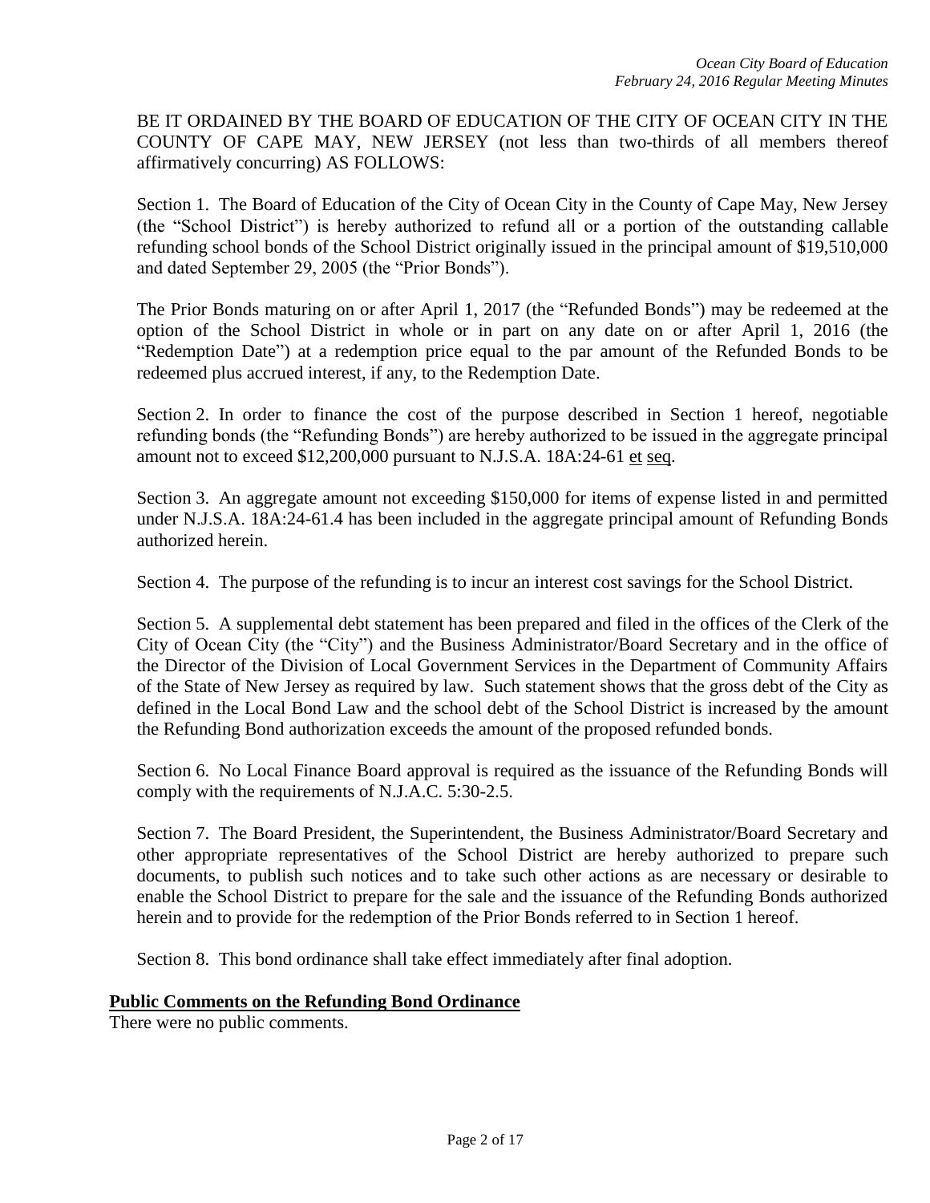BE IT ORDAINED BY THE BOARD OF EDUCATION OF THE CITY OF OCEAN CITY IN THE COUNTY OF CAPE MAY, NEW JERSEY (not less than two-thirds of all members thereof affirmatively concurring) AS FOLLOWS:

Section 1. The Board of Education of the City of Ocean City in the County of Cape May, New Jersey (the "School District") is hereby authorized to refund all or a portion of the outstanding callable refunding school bonds of the School District originally issued in the principal amount of $19,510,000 and dated September 29, 2005 (the "Prior Bonds").

The Prior Bonds maturing on or after April 1, 2017 (the "Refunded Bonds") may be redeemed at the option of the School District in whole or in part on any date on or after April 1, 2016 (the "Redemption Date") at a redemption price equal to the par amount of the Refunded Bonds to be redeemed plus accrued interest, if any, to the Redemption Date.

Section 2. In order to finance the cost of the purpose described in Section 1 hereof, negotiable refunding bonds (the "Refunding Bonds") are hereby authorized to be issued in the aggregate principal amount not to exceed $12,200,000 pursuant to N.J.S.A. 18A:24-61 et seq.

Section 3. An aggregate amount not exceeding $150,000 for items of expense listed in and permitted under N.J.S.A. 18A:24-61.4 has been included in the aggregate principal amount of Refunding Bonds authorized herein.

Section 4. The purpose of the refunding is to incur an interest cost savings for the School District.

Section 5. A supplemental debt statement has been prepared and filed in the offices of the Clerk of the City of Ocean City (the "City") and the Business Administrator/Board Secretary and in the office of the Director of the Division of Local Government Services in the Department of Community Affairs of the State of New Jersey as required by law. Such statement shows that the gross debt of the City as defined in the Local Bond Law and the school debt of the School District is increased by the amount the Refunding Bond authorization exceeds the amount of the proposed refunded bonds.

Section 6. No Local Finance Board approval is required as the issuance of the Refunding Bonds will comply with the requirements of N.J.A.C. 5:30-2.5.

Section 7. The Board President, the Superintendent, the Business Administrator/Board Secretary and other appropriate representatives of the School District are hereby authorized to prepare such documents, to publish such notices and to take such other actions as are necessary or desirable to enable the School District to prepare for the sale and the issuance of the Refunding Bonds authorized herein and to provide for the redemption of the Prior Bonds referred to in Section 1 hereof.

Section 8. This bond ordinance shall take effect immediately after final adoption.

## **Public Comments on the Refunding Bond Ordinance**

There were no public comments.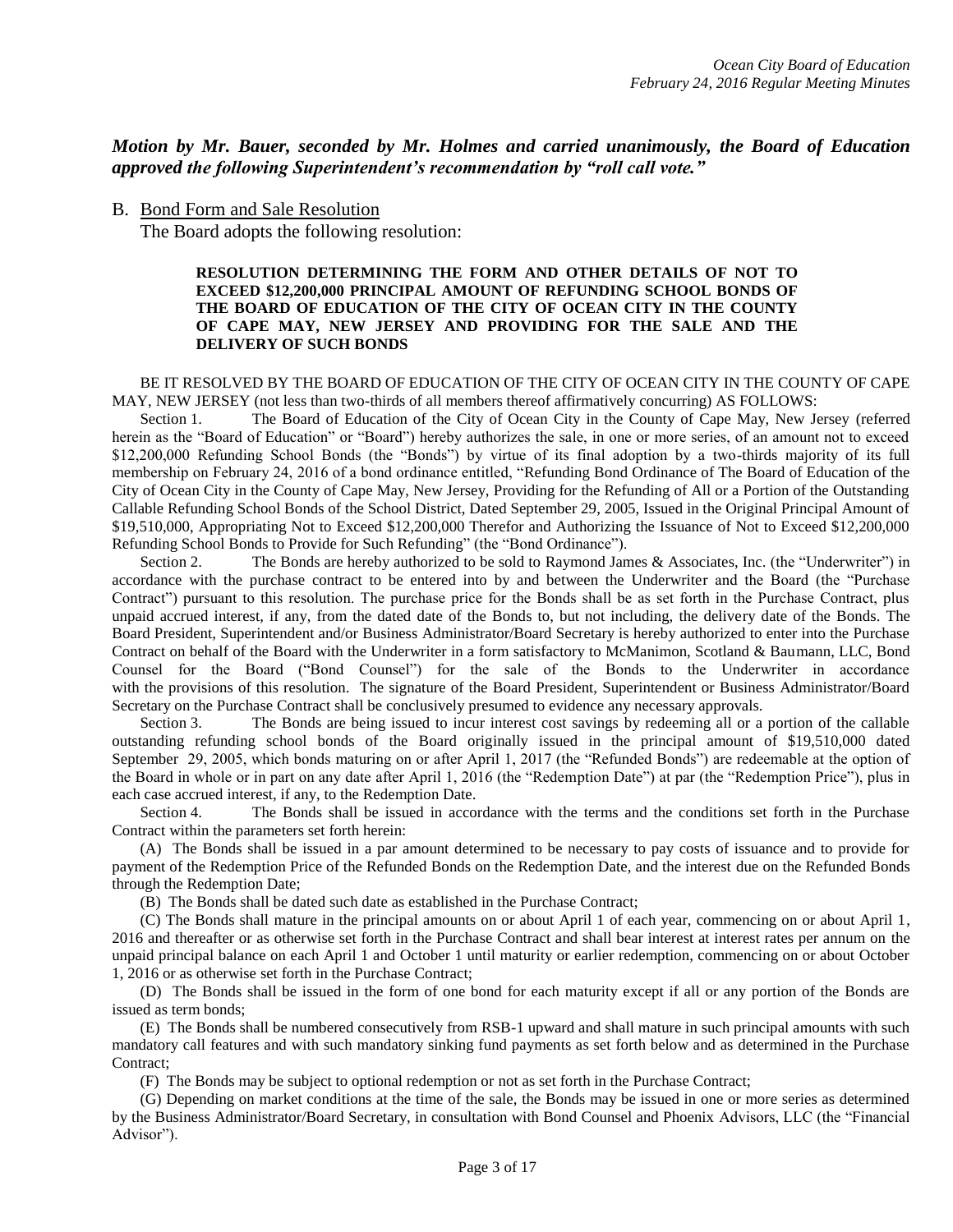***Motion by Mr. Bauer, seconded by Mr. Holmes and carried unanimously, the Board of Education approved the following Superintendent's recommendation by "roll call vote."***

B. <u>Bond Form and Sale Resolution</u>

The Board adopts the following resolution:

**RESOLUTION DETERMINING THE FORM AND OTHER DETAILS OF NOT TO EXCEED \$12,200,000 PRINCIPAL AMOUNT OF REFUNDING SCHOOL BONDS OF THE BOARD OF EDUCATION OF THE CITY OF OCEAN CITY IN THE COUNTY OF CAPE MAY, NEW JERSEY AND PROVIDING FOR THE SALE AND THE DELIVERY OF SUCH BONDS**

BE IT RESOLVED BY THE BOARD OF EDUCATION OF THE CITY OF OCEAN CITY IN THE COUNTY OF CAPE MAY, NEW JERSEY (not less than two-thirds of all members thereof affirmatively concurring) AS FOLLOWS:

Section 1. The Board of Education of the City of Ocean City in the County of Cape May, New Jersey (referred herein as the "Board of Education" or "Board") hereby authorizes the sale, in one or more series, of an amount not to exceed \$12,200,000 Refunding School Bonds (the "Bonds") by virtue of its final adoption by a two-thirds majority of its full membership on February 24, 2016 of a bond ordinance entitled, "Refunding Bond Ordinance of The Board of Education of the City of Ocean City in the County of Cape May, New Jersey, Providing for the Refunding of All or a Portion of the Outstanding Callable Refunding School Bonds of the School District, Dated September 29, 2005, Issued in the Original Principal Amount of \$19,510,000, Appropriating Not to Exceed \$12,200,000 Therefor and Authorizing the Issuance of Not to Exceed \$12,200,000 Refunding School Bonds to Provide for Such Refunding" (the "Bond Ordinance").

Section 2. The Bonds are hereby authorized to be sold to Raymond James & Associates, Inc. (the "Underwriter") in accordance with the purchase contract to be entered into by and between the Underwriter and the Board (the "Purchase Contract") pursuant to this resolution. The purchase price for the Bonds shall be as set forth in the Purchase Contract, plus unpaid accrued interest, if any, from the dated date of the Bonds to, but not including, the delivery date of the Bonds. The Board President, Superintendent and/or Business Administrator/Board Secretary is hereby authorized to enter into the Purchase Contract on behalf of the Board with the Underwriter in a form satisfactory to McManimon, Scotland & Baumann, LLC, Bond Counsel for the Board ("Bond Counsel") for the sale of the Bonds to the Underwriter in accordance with the provisions of this resolution. The signature of the Board President, Superintendent or Business Administrator/Board Secretary on the Purchase Contract shall be conclusively presumed to evidence any necessary approvals.

Section 3. The Bonds are being issued to incur interest cost savings by redeeming all or a portion of the callable outstanding refunding school bonds of the Board originally issued in the principal amount of \$19,510,000 dated September 29, 2005, which bonds maturing on or after April 1, 2017 (the "Refunded Bonds") are redeemable at the option of the Board in whole or in part on any date after April 1, 2016 (the "Redemption Date") at par (the "Redemption Price"), plus in each case accrued interest, if any, to the Redemption Date.

Section 4. The Bonds shall be issued in accordance with the terms and the conditions set forth in the Purchase Contract within the parameters set forth herein:

(A) The Bonds shall be issued in a par amount determined to be necessary to pay costs of issuance and to provide for payment of the Redemption Price of the Refunded Bonds on the Redemption Date, and the interest due on the Refunded Bonds through the Redemption Date;

(B) The Bonds shall be dated such date as established in the Purchase Contract;

(C) The Bonds shall mature in the principal amounts on or about April 1 of each year, commencing on or about April 1, 2016 and thereafter or as otherwise set forth in the Purchase Contract and shall bear interest at interest rates per annum on the unpaid principal balance on each April 1 and October 1 until maturity or earlier redemption, commencing on or about October 1, 2016 or as otherwise set forth in the Purchase Contract;

(D) The Bonds shall be issued in the form of one bond for each maturity except if all or any portion of the Bonds are issued as term bonds;

(E) The Bonds shall be numbered consecutively from RSB-1 upward and shall mature in such principal amounts with such mandatory call features and with such mandatory sinking fund payments as set forth below and as determined in the Purchase Contract;

(F) The Bonds may be subject to optional redemption or not as set forth in the Purchase Contract;

(G) Depending on market conditions at the time of the sale, the Bonds may be issued in one or more series as determined by the Business Administrator/Board Secretary, in consultation with Bond Counsel and Phoenix Advisors, LLC (the "Financial Advisor").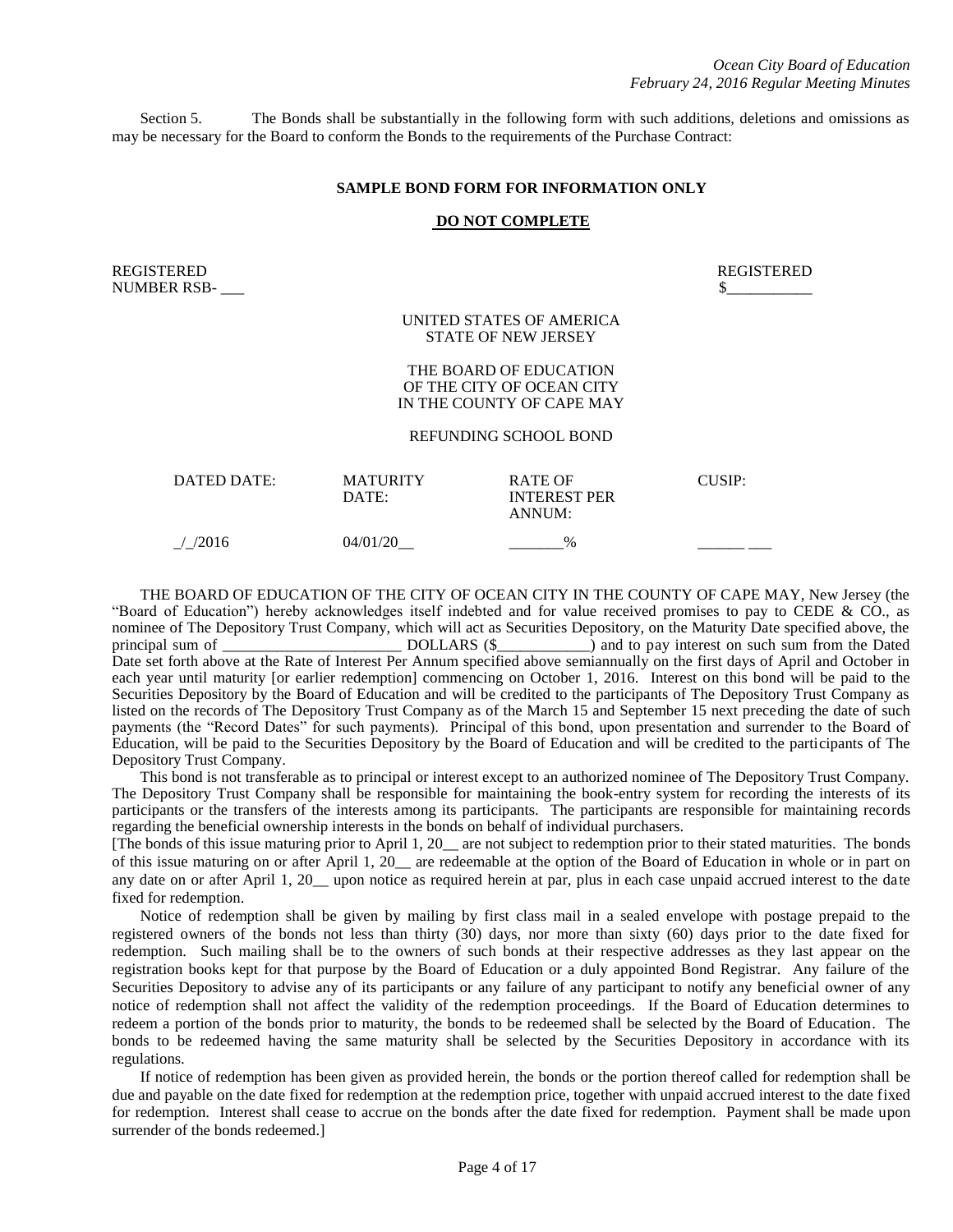Section 5. The Bonds shall be substantially in the following form with such additions, deletions and omissions as may be necessary for the Board to conform the Bonds to the requirements of the Purchase Contract:

**SAMPLE BOND FORM FOR INFORMATION ONLY**

**DO NOT COMPLETE**

REGISTERED
NUMBER RSB- ___

REGISTERED
$___________

UNITED STATES OF AMERICA
STATE OF NEW JERSEY

THE BOARD OF EDUCATION
OF THE CITY OF OCEAN CITY
IN THE COUNTY OF CAPE MAY

REFUNDING SCHOOL BOND

| DATED DATE: | MATURITY DATE: | RATE OF INTEREST PER ANNUM: | CUSIP: |
|---|---|---|---|
| _/_/2016 | 04/01/20__ | _______% | ______ ___ |

THE BOARD OF EDUCATION OF THE CITY OF OCEAN CITY IN THE COUNTY OF CAPE MAY, New Jersey (the "Board of Education") hereby acknowledges itself indebted and for value received promises to pay to CEDE & CO., as nominee of The Depository Trust Company, which will act as Securities Depository, on the Maturity Date specified above, the principal sum of _______________________ DOLLARS ($____________) and to pay interest on such sum from the Dated Date set forth above at the Rate of Interest Per Annum specified above semiannually on the first days of April and October in each year until maturity [or earlier redemption] commencing on October 1, 2016. Interest on this bond will be paid to the Securities Depository by the Board of Education and will be credited to the participants of The Depository Trust Company as listed on the records of The Depository Trust Company as of the March 15 and September 15 next preceding the date of such payments (the "Record Dates" for such payments). Principal of this bond, upon presentation and surrender to the Board of Education, will be paid to the Securities Depository by the Board of Education and will be credited to the participants of The Depository Trust Company.

This bond is not transferable as to principal or interest except to an authorized nominee of The Depository Trust Company. The Depository Trust Company shall be responsible for maintaining the book-entry system for recording the interests of its participants or the transfers of the interests among its participants. The participants are responsible for maintaining records regarding the beneficial ownership interests in the bonds on behalf of individual purchasers.

[The bonds of this issue maturing prior to April 1, 20__ are not subject to redemption prior to their stated maturities. The bonds of this issue maturing on or after April 1, 20__ are redeemable at the option of the Board of Education in whole or in part on any date on or after April 1, 20__ upon notice as required herein at par, plus in each case unpaid accrued interest to the date fixed for redemption.

Notice of redemption shall be given by mailing by first class mail in a sealed envelope with postage prepaid to the registered owners of the bonds not less than thirty (30) days, nor more than sixty (60) days prior to the date fixed for redemption. Such mailing shall be to the owners of such bonds at their respective addresses as they last appear on the registration books kept for that purpose by the Board of Education or a duly appointed Bond Registrar. Any failure of the Securities Depository to advise any of its participants or any failure of any participant to notify any beneficial owner of any notice of redemption shall not affect the validity of the redemption proceedings. If the Board of Education determines to redeem a portion of the bonds prior to maturity, the bonds to be redeemed shall be selected by the Board of Education. The bonds to be redeemed having the same maturity shall be selected by the Securities Depository in accordance with its regulations.

If notice of redemption has been given as provided herein, the bonds or the portion thereof called for redemption shall be due and payable on the date fixed for redemption at the redemption price, together with unpaid accrued interest to the date fixed for redemption. Interest shall cease to accrue on the bonds after the date fixed for redemption. Payment shall be made upon surrender of the bonds redeemed.]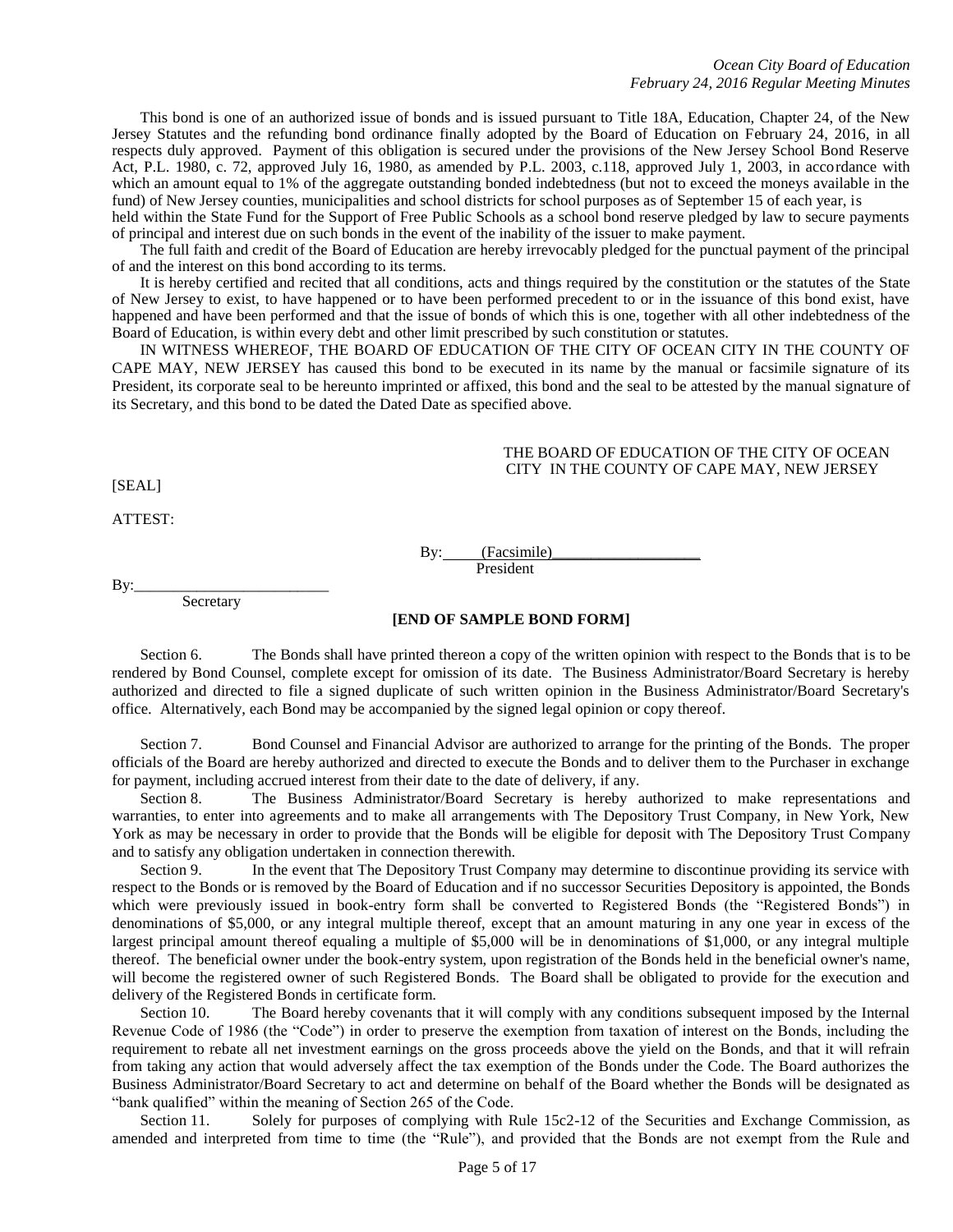This bond is one of an authorized issue of bonds and is issued pursuant to Title 18A, Education, Chapter 24, of the New Jersey Statutes and the refunding bond ordinance finally adopted by the Board of Education on February 24, 2016, in all respects duly approved. Payment of this obligation is secured under the provisions of the New Jersey School Bond Reserve Act, P.L. 1980, c. 72, approved July 16, 1980, as amended by P.L. 2003, c.118, approved July 1, 2003, in accordance with which an amount equal to 1% of the aggregate outstanding bonded indebtedness (but not to exceed the moneys available in the fund) of New Jersey counties, municipalities and school districts for school purposes as of September 15 of each year, is held within the State Fund for the Support of Free Public Schools as a school bond reserve pledged by law to secure payments of principal and interest due on such bonds in the event of the inability of the issuer to make payment.

The full faith and credit of the Board of Education are hereby irrevocably pledged for the punctual payment of the principal of and the interest on this bond according to its terms.

It is hereby certified and recited that all conditions, acts and things required by the constitution or the statutes of the State of New Jersey to exist, to have happened or to have been performed precedent to or in the issuance of this bond exist, have happened and have been performed and that the issue of bonds of which this is one, together with all other indebtedness of the Board of Education, is within every debt and other limit prescribed by such constitution or statutes.

IN WITNESS WHEREOF, THE BOARD OF EDUCATION OF THE CITY OF OCEAN CITY IN THE COUNTY OF CAPE MAY, NEW JERSEY has caused this bond to be executed in its name by the manual or facsimile signature of its President, its corporate seal to be hereunto imprinted or affixed, this bond and the seal to be attested by the manual signature of its Secretary, and this bond to be dated the Dated Date as specified above.

THE BOARD OF EDUCATION OF THE CITY OF OCEAN CITY IN THE COUNTY OF CAPE MAY, NEW JERSEY

[SEAL]

ATTEST:

By: (Facsimile)\_\_\_\_\_\_\_\_\_\_\_\_\_\_\_\_\_\_\_\_
President

By:\_\_\_\_\_\_\_\_\_\_\_\_\_\_\_\_\_\_\_\_\_\_\_\_\_\_
Secretary

**[END OF SAMPLE BOND FORM]**

Section 6. The Bonds shall have printed thereon a copy of the written opinion with respect to the Bonds that is to be rendered by Bond Counsel, complete except for omission of its date. The Business Administrator/Board Secretary is hereby authorized and directed to file a signed duplicate of such written opinion in the Business Administrator/Board Secretary's office. Alternatively, each Bond may be accompanied by the signed legal opinion or copy thereof.

Section 7. Bond Counsel and Financial Advisor are authorized to arrange for the printing of the Bonds. The proper officials of the Board are hereby authorized and directed to execute the Bonds and to deliver them to the Purchaser in exchange for payment, including accrued interest from their date to the date of delivery, if any.

Section 8. The Business Administrator/Board Secretary is hereby authorized to make representations and warranties, to enter into agreements and to make all arrangements with The Depository Trust Company, in New York, New York as may be necessary in order to provide that the Bonds will be eligible for deposit with The Depository Trust Company and to satisfy any obligation undertaken in connection therewith.

Section 9. In the event that The Depository Trust Company may determine to discontinue providing its service with respect to the Bonds or is removed by the Board of Education and if no successor Securities Depository is appointed, the Bonds which were previously issued in book-entry form shall be converted to Registered Bonds (the "Registered Bonds") in denominations of $5,000, or any integral multiple thereof, except that an amount maturing in any one year in excess of the largest principal amount thereof equaling a multiple of $5,000 will be in denominations of $1,000, or any integral multiple thereof. The beneficial owner under the book-entry system, upon registration of the Bonds held in the beneficial owner's name, will become the registered owner of such Registered Bonds. The Board shall be obligated to provide for the execution and delivery of the Registered Bonds in certificate form.

Section 10. The Board hereby covenants that it will comply with any conditions subsequent imposed by the Internal Revenue Code of 1986 (the "Code") in order to preserve the exemption from taxation of interest on the Bonds, including the requirement to rebate all net investment earnings on the gross proceeds above the yield on the Bonds, and that it will refrain from taking any action that would adversely affect the tax exemption of the Bonds under the Code. The Board authorizes the Business Administrator/Board Secretary to act and determine on behalf of the Board whether the Bonds will be designated as "bank qualified" within the meaning of Section 265 of the Code.

Section 11. Solely for purposes of complying with Rule 15c2-12 of the Securities and Exchange Commission, as amended and interpreted from time to time (the "Rule"), and provided that the Bonds are not exempt from the Rule and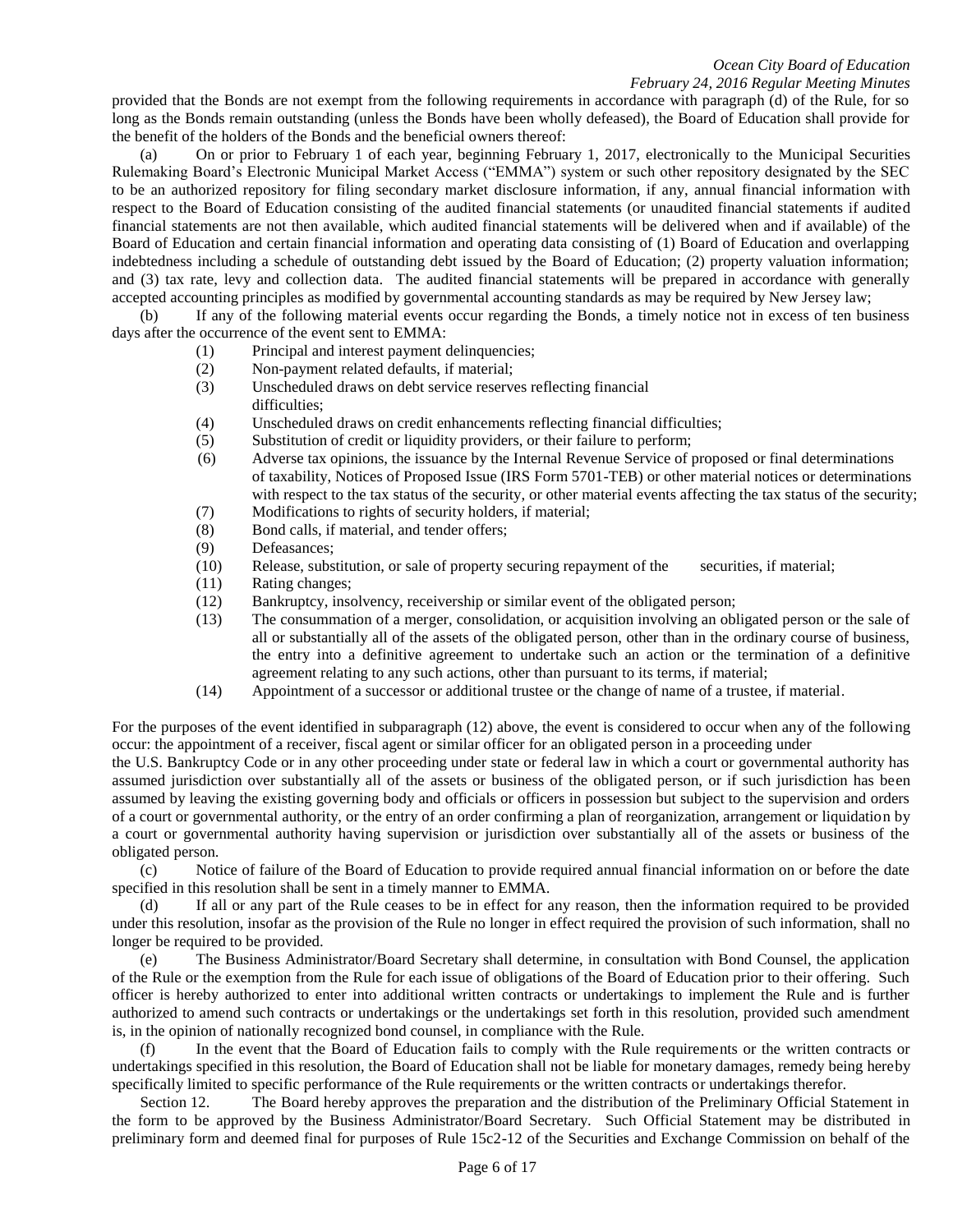provided that the Bonds are not exempt from the following requirements in accordance with paragraph (d) of the Rule, for so long as the Bonds remain outstanding (unless the Bonds have been wholly defeased), the Board of Education shall provide for the benefit of the holders of the Bonds and the beneficial owners thereof:

(a) On or prior to February 1 of each year, beginning February 1, 2017, electronically to the Municipal Securities Rulemaking Board's Electronic Municipal Market Access ("EMMA") system or such other repository designated by the SEC to be an authorized repository for filing secondary market disclosure information, if any, annual financial information with respect to the Board of Education consisting of the audited financial statements (or unaudited financial statements if audited financial statements are not then available, which audited financial statements will be delivered when and if available) of the Board of Education and certain financial information and operating data consisting of (1) Board of Education and overlapping indebtedness including a schedule of outstanding debt issued by the Board of Education; (2) property valuation information; and (3) tax rate, levy and collection data. The audited financial statements will be prepared in accordance with generally accepted accounting principles as modified by governmental accounting standards as may be required by New Jersey law;

(b) If any of the following material events occur regarding the Bonds, a timely notice not in excess of ten business days after the occurrence of the event sent to EMMA:

(1) Principal and interest payment delinquencies;
(2) Non-payment related defaults, if material;
(3) Unscheduled draws on debt service reserves reflecting financial difficulties;
(4) Unscheduled draws on credit enhancements reflecting financial difficulties;
(5) Substitution of credit or liquidity providers, or their failure to perform;
(6) Adverse tax opinions, the issuance by the Internal Revenue Service of proposed or final determinations of taxability, Notices of Proposed Issue (IRS Form 5701-TEB) or other material notices or determinations with respect to the tax status of the security, or other material events affecting the tax status of the security;
(7) Modifications to rights of security holders, if material;
(8) Bond calls, if material, and tender offers;
(9) Defeasances;
(10) Release, substitution, or sale of property securing repayment of the securities, if material;
(11) Rating changes;
(12) Bankruptcy, insolvency, receivership or similar event of the obligated person;
(13) The consummation of a merger, consolidation, or acquisition involving an obligated person or the sale of all or substantially all of the assets of the obligated person, other than in the ordinary course of business, the entry into a definitive agreement to undertake such an action or the termination of a definitive agreement relating to any such actions, other than pursuant to its terms, if material;
(14) Appointment of a successor or additional trustee or the change of name of a trustee, if material.

For the purposes of the event identified in subparagraph (12) above, the event is considered to occur when any of the following occur: the appointment of a receiver, fiscal agent or similar officer for an obligated person in a proceeding under the U.S. Bankruptcy Code or in any other proceeding under state or federal law in which a court or governmental authority has assumed jurisdiction over substantially all of the assets or business of the obligated person, or if such jurisdiction has been assumed by leaving the existing governing body and officials or officers in possession but subject to the supervision and orders of a court or governmental authority, or the entry of an order confirming a plan of reorganization, arrangement or liquidation by a court or governmental authority having supervision or jurisdiction over substantially all of the assets or business of the obligated person.

(c) Notice of failure of the Board of Education to provide required annual financial information on or before the date specified in this resolution shall be sent in a timely manner to EMMA.

(d) If all or any part of the Rule ceases to be in effect for any reason, then the information required to be provided under this resolution, insofar as the provision of the Rule no longer in effect required the provision of such information, shall no longer be required to be provided.

(e) The Business Administrator/Board Secretary shall determine, in consultation with Bond Counsel, the application of the Rule or the exemption from the Rule for each issue of obligations of the Board of Education prior to their offering. Such officer is hereby authorized to enter into additional written contracts or undertakings to implement the Rule and is further authorized to amend such contracts or undertakings or the undertakings set forth in this resolution, provided such amendment is, in the opinion of nationally recognized bond counsel, in compliance with the Rule.

(f) In the event that the Board of Education fails to comply with the Rule requirements or the written contracts or undertakings specified in this resolution, the Board of Education shall not be liable for monetary damages, remedy being hereby specifically limited to specific performance of the Rule requirements or the written contracts or undertakings therefor.

Section 12. The Board hereby approves the preparation and the distribution of the Preliminary Official Statement in the form to be approved by the Business Administrator/Board Secretary. Such Official Statement may be distributed in preliminary form and deemed final for purposes of Rule 15c2-12 of the Securities and Exchange Commission on behalf of the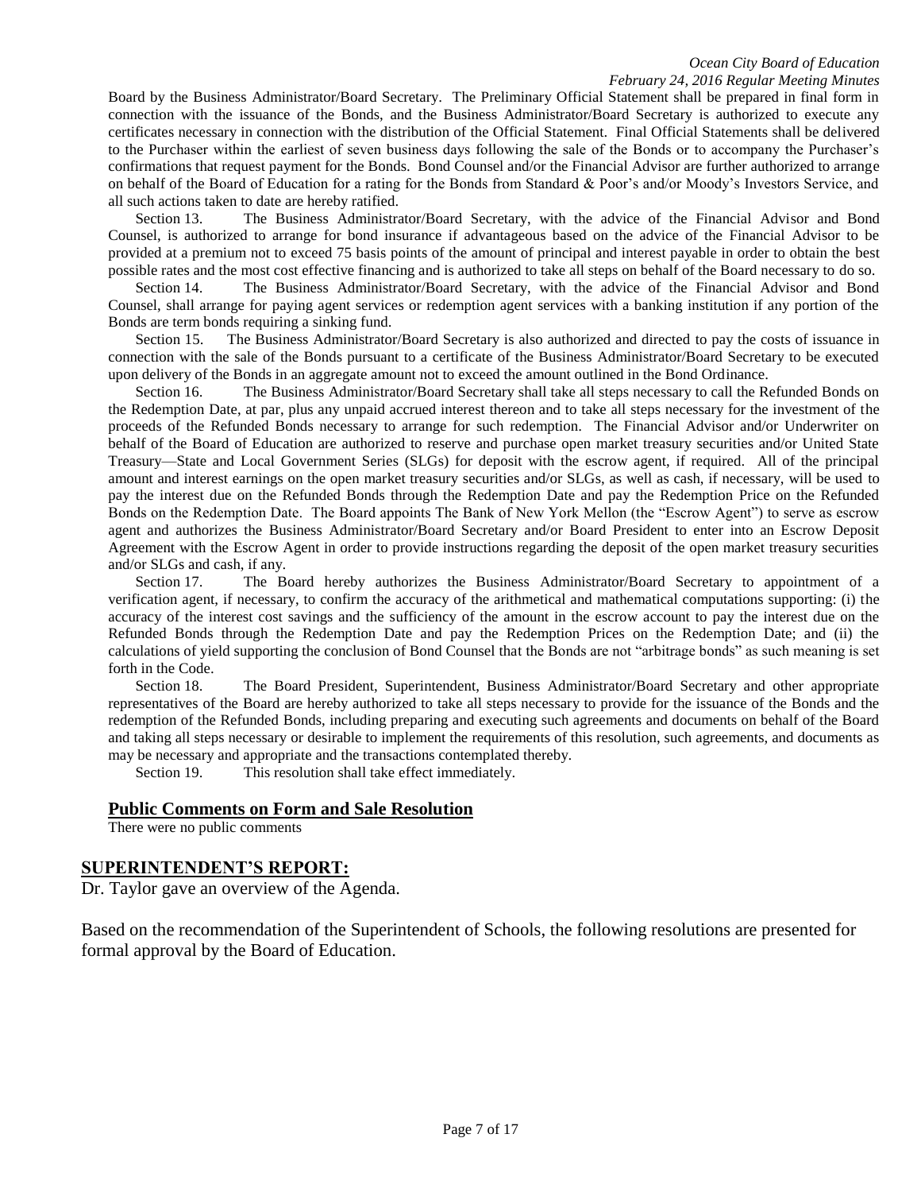Board by the Business Administrator/Board Secretary. The Preliminary Official Statement shall be prepared in final form in connection with the issuance of the Bonds, and the Business Administrator/Board Secretary is authorized to execute any certificates necessary in connection with the distribution of the Official Statement. Final Official Statements shall be delivered to the Purchaser within the earliest of seven business days following the sale of the Bonds or to accompany the Purchaser's confirmations that request payment for the Bonds. Bond Counsel and/or the Financial Advisor are further authorized to arrange on behalf of the Board of Education for a rating for the Bonds from Standard & Poor's and/or Moody's Investors Service, and all such actions taken to date are hereby ratified.

Section 13. The Business Administrator/Board Secretary, with the advice of the Financial Advisor and Bond Counsel, is authorized to arrange for bond insurance if advantageous based on the advice of the Financial Advisor to be provided at a premium not to exceed 75 basis points of the amount of principal and interest payable in order to obtain the best possible rates and the most cost effective financing and is authorized to take all steps on behalf of the Board necessary to do so.

Section 14. The Business Administrator/Board Secretary, with the advice of the Financial Advisor and Bond Counsel, shall arrange for paying agent services or redemption agent services with a banking institution if any portion of the Bonds are term bonds requiring a sinking fund.

Section 15. The Business Administrator/Board Secretary is also authorized and directed to pay the costs of issuance in connection with the sale of the Bonds pursuant to a certificate of the Business Administrator/Board Secretary to be executed upon delivery of the Bonds in an aggregate amount not to exceed the amount outlined in the Bond Ordinance.

Section 16. The Business Administrator/Board Secretary shall take all steps necessary to call the Refunded Bonds on the Redemption Date, at par, plus any unpaid accrued interest thereon and to take all steps necessary for the investment of the proceeds of the Refunded Bonds necessary to arrange for such redemption. The Financial Advisor and/or Underwriter on behalf of the Board of Education are authorized to reserve and purchase open market treasury securities and/or United State Treasury—State and Local Government Series (SLGs) for deposit with the escrow agent, if required. All of the principal amount and interest earnings on the open market treasury securities and/or SLGs, as well as cash, if necessary, will be used to pay the interest due on the Refunded Bonds through the Redemption Date and pay the Redemption Price on the Refunded Bonds on the Redemption Date. The Board appoints The Bank of New York Mellon (the "Escrow Agent") to serve as escrow agent and authorizes the Business Administrator/Board Secretary and/or Board President to enter into an Escrow Deposit Agreement with the Escrow Agent in order to provide instructions regarding the deposit of the open market treasury securities and/or SLGs and cash, if any.

Section 17. The Board hereby authorizes the Business Administrator/Board Secretary to appointment of a verification agent, if necessary, to confirm the accuracy of the arithmetical and mathematical computations supporting: (i) the accuracy of the interest cost savings and the sufficiency of the amount in the escrow account to pay the interest due on the Refunded Bonds through the Redemption Date and pay the Redemption Prices on the Redemption Date; and (ii) the calculations of yield supporting the conclusion of Bond Counsel that the Bonds are not "arbitrage bonds" as such meaning is set forth in the Code.

Section 18. The Board President, Superintendent, Business Administrator/Board Secretary and other appropriate representatives of the Board are hereby authorized to take all steps necessary to provide for the issuance of the Bonds and the redemption of the Refunded Bonds, including preparing and executing such agreements and documents on behalf of the Board and taking all steps necessary or desirable to implement the requirements of this resolution, such agreements, and documents as may be necessary and appropriate and the transactions contemplated thereby.

Section 19. This resolution shall take effect immediately.

## Public Comments on Form and Sale Resolution

There were no public comments

## SUPERINTENDENT'S REPORT:

Dr. Taylor gave an overview of the Agenda.

Based on the recommendation of the Superintendent of Schools, the following resolutions are presented for formal approval by the Board of Education.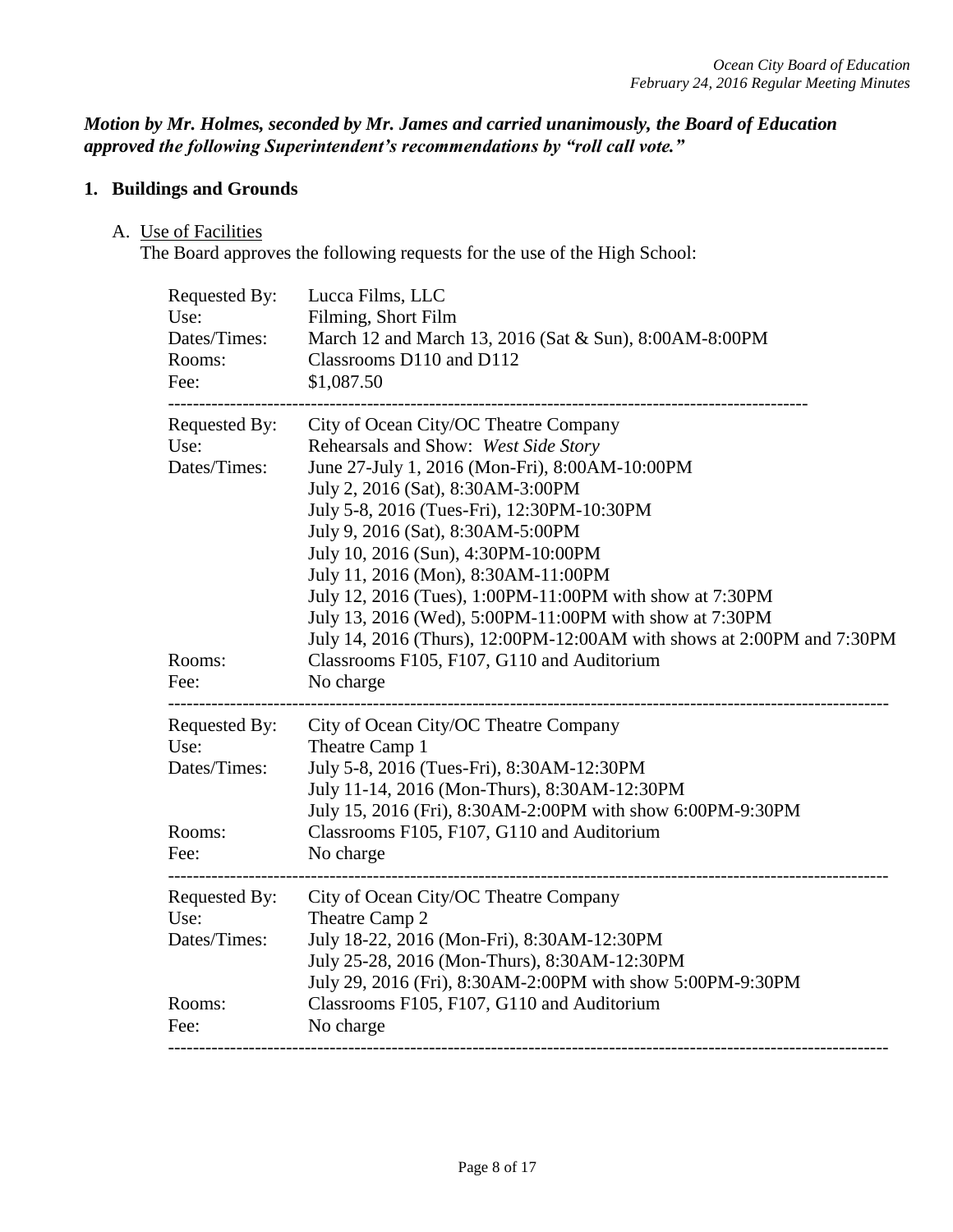***Motion by Mr. Holmes, seconded by Mr. James and carried unanimously, the Board of Education approved the following Superintendent's recommendations by "roll call vote."***

## 1. Buildings and Grounds

A. Use of Facilities

The Board approves the following requests for the use of the High School:

Requested By: Lucca Films, LLC
Use: Filming, Short Film
Dates/Times: March 12 and March 13, 2016 (Sat & Sun), 8:00AM-8:00PM
Rooms: Classrooms D110 and D112
Fee: $1,087.50

---

Requested By: City of Ocean City/OC Theatre Company
Use: Rehearsals and Show: *West Side Story*
Dates/Times: June 27-July 1, 2016 (Mon-Fri), 8:00AM-10:00PM
July 2, 2016 (Sat), 8:30AM-3:00PM
July 5-8, 2016 (Tues-Fri), 12:30PM-10:30PM
July 9, 2016 (Sat), 8:30AM-5:00PM
July 10, 2016 (Sun), 4:30PM-10:00PM
July 11, 2016 (Mon), 8:30AM-11:00PM
July 12, 2016 (Tues), 1:00PM-11:00PM with show at 7:30PM
July 13, 2016 (Wed), 5:00PM-11:00PM with show at 7:30PM
July 14, 2016 (Thurs), 12:00PM-12:00AM with shows at 2:00PM and 7:30PM
Rooms: Classrooms F105, F107, G110 and Auditorium
Fee: No charge

---

Requested By: City of Ocean City/OC Theatre Company
Use: Theatre Camp 1
Dates/Times: July 5-8, 2016 (Tues-Fri), 8:30AM-12:30PM
July 11-14, 2016 (Mon-Thurs), 8:30AM-12:30PM
July 15, 2016 (Fri), 8:30AM-2:00PM with show 6:00PM-9:30PM
Rooms: Classrooms F105, F107, G110 and Auditorium
Fee: No charge

---

Requested By: City of Ocean City/OC Theatre Company
Use: Theatre Camp 2
Dates/Times: July 18-22, 2016 (Mon-Fri), 8:30AM-12:30PM
July 25-28, 2016 (Mon-Thurs), 8:30AM-12:30PM
July 29, 2016 (Fri), 8:30AM-2:00PM with show 5:00PM-9:30PM
Rooms: Classrooms F105, F107, G110 and Auditorium
Fee: No charge

---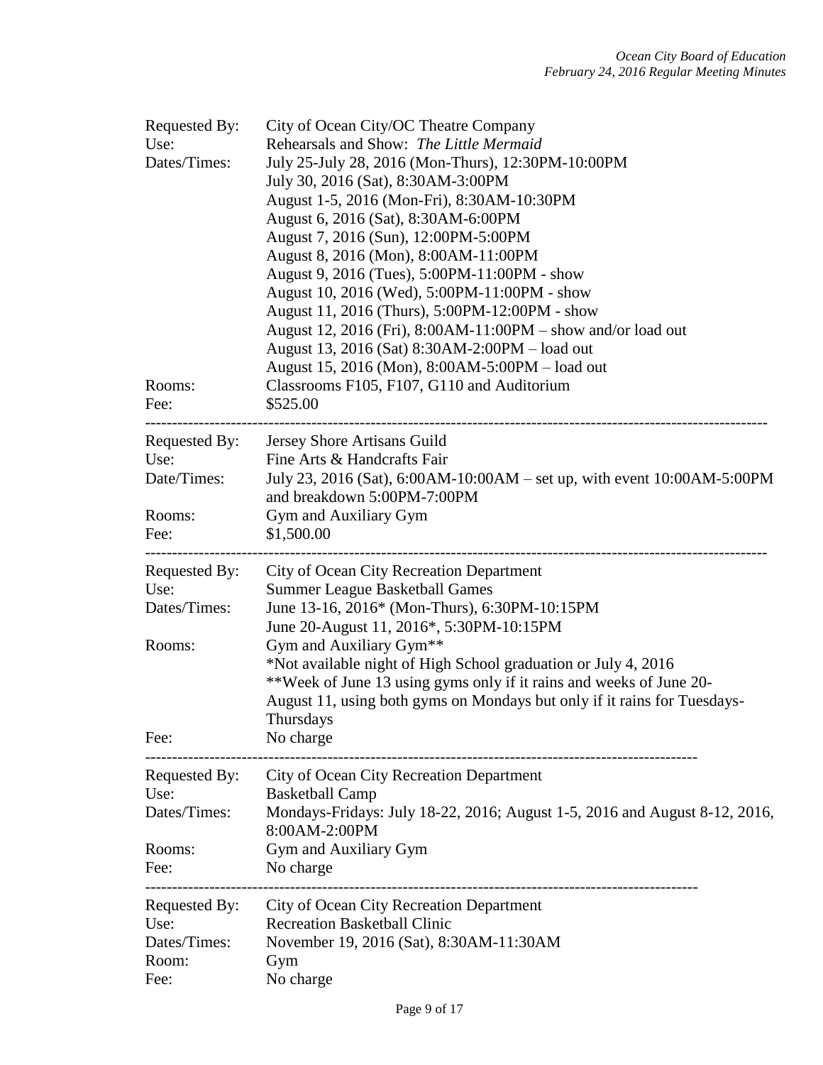Requested By: City of Ocean City/OC Theatre Company
Use: Rehearsals and Show: *The Little Mermaid*
Dates/Times: July 25-July 28, 2016 (Mon-Thurs), 12:30PM-10:00PM
July 30, 2016 (Sat), 8:30AM-3:00PM
August 1-5, 2016 (Mon-Fri), 8:30AM-10:30PM
August 6, 2016 (Sat), 8:30AM-6:00PM
August 7, 2016 (Sun), 12:00PM-5:00PM
August 8, 2016 (Mon), 8:00AM-11:00PM
August 9, 2016 (Tues), 5:00PM-11:00PM - show
August 10, 2016 (Wed), 5:00PM-11:00PM - show
August 11, 2016 (Thurs), 5:00PM-12:00PM - show
August 12, 2016 (Fri), 8:00AM-11:00PM – show and/or load out
August 13, 2016 (Sat) 8:30AM-2:00PM – load out
August 15, 2016 (Mon), 8:00AM-5:00PM – load out
Rooms: Classrooms F105, F107, G110 and Auditorium
Fee: $525.00

---

Requested By: Jersey Shore Artisans Guild
Use: Fine Arts & Handcrafts Fair
Date/Times: July 23, 2016 (Sat), 6:00AM-10:00AM – set up, with event 10:00AM-5:00PM and breakdown 5:00PM-7:00PM
Rooms: Gym and Auxiliary Gym
Fee: $1,500.00

---

Requested By: City of Ocean City Recreation Department
Use: Summer League Basketball Games
Dates/Times: June 13-16, 2016* (Mon-Thurs), 6:30PM-10:15PM
June 20-August 11, 2016*, 5:30PM-10:15PM
Rooms: Gym and Auxiliary Gym**
*Not available night of High School graduation or July 4, 2016
**Week of June 13 using gyms only if it rains and weeks of June 20-August 11, using both gyms on Mondays but only if it rains for Tuesdays-Thursdays
Fee: No charge

---

Requested By: City of Ocean City Recreation Department
Use: Basketball Camp
Dates/Times: Mondays-Fridays: July 18-22, 2016; August 1-5, 2016 and August 8-12, 2016, 8:00AM-2:00PM
Rooms: Gym and Auxiliary Gym
Fee: No charge

---

Requested By: City of Ocean City Recreation Department
Use: Recreation Basketball Clinic
Dates/Times: November 19, 2016 (Sat), 8:30AM-11:30AM
Room: Gym
Fee: No charge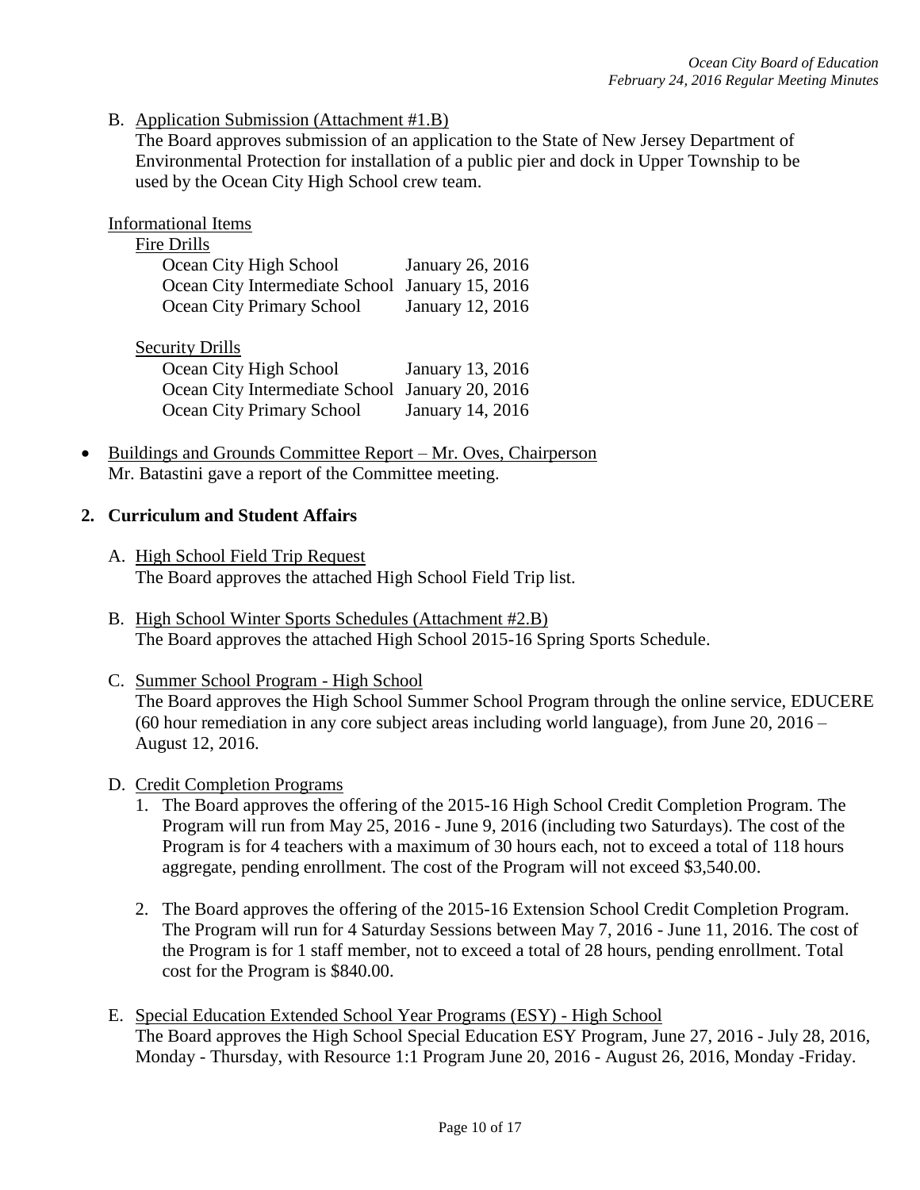B. Application Submission (Attachment #1.B)

The Board approves submission of an application to the State of New Jersey Department of Environmental Protection for installation of a public pier and dock in Upper Township to be used by the Ocean City High School crew team.

Informational Items

Fire Drills

| | |
|---|---|
| Ocean City High School | January 26, 2016 |
| Ocean City Intermediate School | January 15, 2016 |
| Ocean City Primary School | January 12, 2016 |

Security Drills

| | |
|---|---|
| Ocean City High School | January 13, 2016 |
| Ocean City Intermediate School | January 20, 2016 |
| Ocean City Primary School | January 14, 2016 |

- Buildings and Grounds Committee Report – Mr. Oves, Chairperson
  Mr. Batastini gave a report of the Committee meeting.

**2. Curriculum and Student Affairs**

A. High School Field Trip Request

The Board approves the attached High School Field Trip list.

B. High School Winter Sports Schedules (Attachment #2.B)

The Board approves the attached High School 2015-16 Spring Sports Schedule.

C. Summer School Program - High School

The Board approves the High School Summer School Program through the online service, EDUCERE (60 hour remediation in any core subject areas including world language), from June 20, 2016 – August 12, 2016.

D. Credit Completion Programs

1. The Board approves the offering of the 2015-16 High School Credit Completion Program. The Program will run from May 25, 2016 - June 9, 2016 (including two Saturdays). The cost of the Program is for 4 teachers with a maximum of 30 hours each, not to exceed a total of 118 hours aggregate, pending enrollment. The cost of the Program will not exceed $3,540.00.

2. The Board approves the offering of the 2015-16 Extension School Credit Completion Program. The Program will run for 4 Saturday Sessions between May 7, 2016 - June 11, 2016. The cost of the Program is for 1 staff member, not to exceed a total of 28 hours, pending enrollment. Total cost for the Program is $840.00.

E. Special Education Extended School Year Programs (ESY) - High School

The Board approves the High School Special Education ESY Program, June 27, 2016 - July 28, 2016, Monday - Thursday, with Resource 1:1 Program June 20, 2016 - August 26, 2016, Monday -Friday.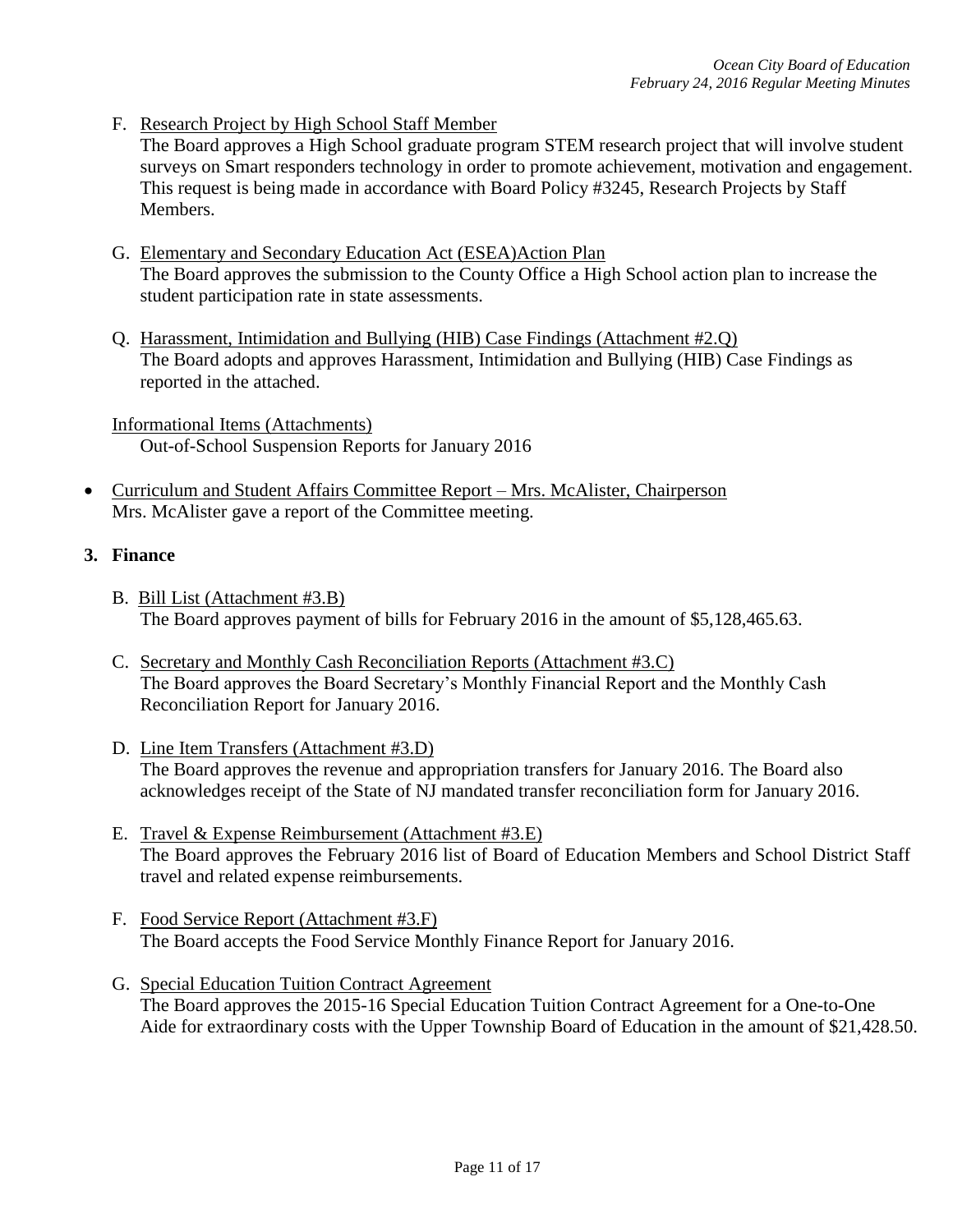F. <u>Research Project by High School Staff Member</u>
   The Board approves a High School graduate program STEM research project that will involve student surveys on Smart responders technology in order to promote achievement, motivation and engagement. This request is being made in accordance with Board Policy #3245, Research Projects by Staff Members.

G. <u>Elementary and Secondary Education Act (ESEA)Action Plan</u>
   The Board approves the submission to the County Office a High School action plan to increase the student participation rate in state assessments.

Q. <u>Harassment, Intimidation and Bullying (HIB) Case Findings (Attachment #2.Q)</u>
   The Board adopts and approves Harassment, Intimidation and Bullying (HIB) Case Findings as reported in the attached.

<u>Informational Items (Attachments)</u>
   Out-of-School Suspension Reports for January 2016

- <u>Curriculum and Student Affairs Committee Report – Mrs. McAlister, Chairperson</u>
  Mrs. McAlister gave a report of the Committee meeting.

**3. Finance**

B. <u>Bill List (Attachment #3.B)</u>
   The Board approves payment of bills for February 2016 in the amount of $5,128,465.63.

C. <u>Secretary and Monthly Cash Reconciliation Reports (Attachment #3.C)</u>
   The Board approves the Board Secretary's Monthly Financial Report and the Monthly Cash Reconciliation Report for January 2016.

D. <u>Line Item Transfers (Attachment #3.D)</u>
   The Board approves the revenue and appropriation transfers for January 2016. The Board also acknowledges receipt of the State of NJ mandated transfer reconciliation form for January 2016.

E. <u>Travel & Expense Reimbursement (Attachment #3.E)</u>
   The Board approves the February 2016 list of Board of Education Members and School District Staff travel and related expense reimbursements.

F. <u>Food Service Report (Attachment #3.F)</u>
   The Board accepts the Food Service Monthly Finance Report for January 2016.

G. <u>Special Education Tuition Contract Agreement</u>
   The Board approves the 2015-16 Special Education Tuition Contract Agreement for a One-to-One Aide for extraordinary costs with the Upper Township Board of Education in the amount of $21,428.50.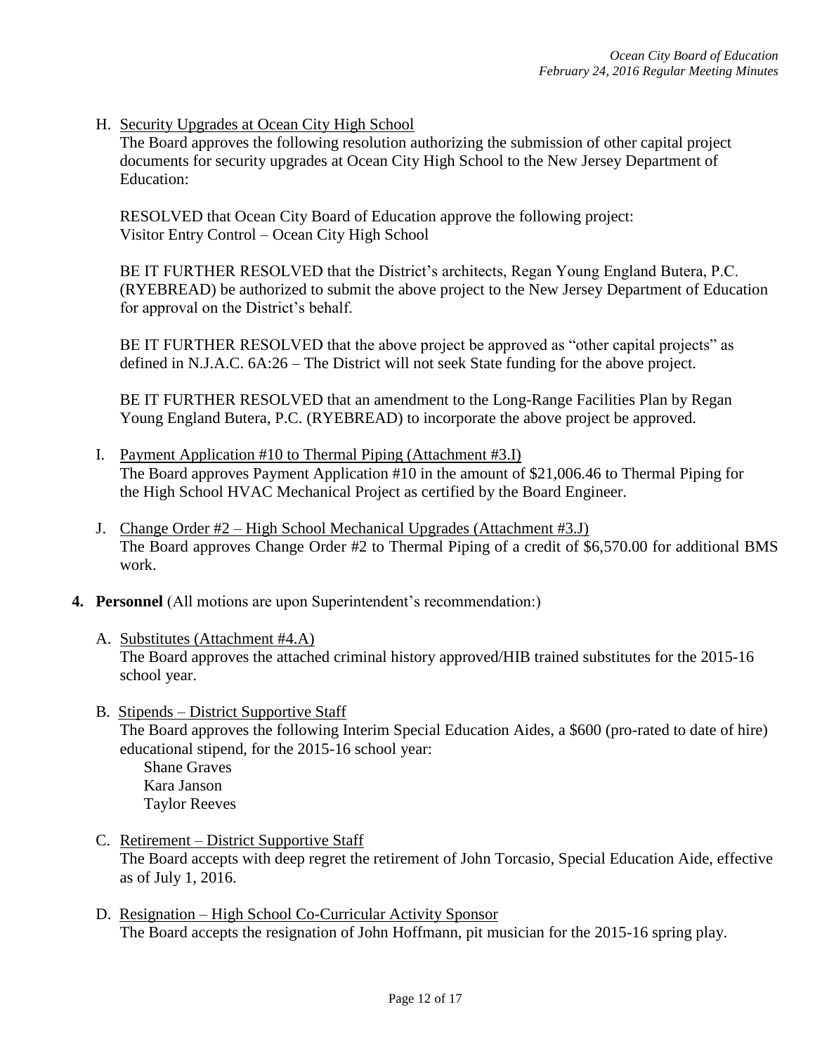H. Security Upgrades at Ocean City High School

The Board approves the following resolution authorizing the submission of other capital project documents for security upgrades at Ocean City High School to the New Jersey Department of Education:

RESOLVED that Ocean City Board of Education approve the following project:
Visitor Entry Control – Ocean City High School

BE IT FURTHER RESOLVED that the District's architects, Regan Young England Butera, P.C. (RYEBREAD) be authorized to submit the above project to the New Jersey Department of Education for approval on the District's behalf.

BE IT FURTHER RESOLVED that the above project be approved as "other capital projects" as defined in N.J.A.C. 6A:26 – The District will not seek State funding for the above project.

BE IT FURTHER RESOLVED that an amendment to the Long-Range Facilities Plan by Regan Young England Butera, P.C. (RYEBREAD) to incorporate the above project be approved.

I. Payment Application #10 to Thermal Piping (Attachment #3.I)

The Board approves Payment Application #10 in the amount of $21,006.46 to Thermal Piping for the High School HVAC Mechanical Project as certified by the Board Engineer.

J. Change Order #2 – High School Mechanical Upgrades (Attachment #3.J)

The Board approves Change Order #2 to Thermal Piping of a credit of $6,570.00 for additional BMS work.

**4. Personnel** (All motions are upon Superintendent's recommendation:)

A. Substitutes (Attachment #4.A)

The Board approves the attached criminal history approved/HIB trained substitutes for the 2015-16 school year.

B. Stipends – District Supportive Staff

The Board approves the following Interim Special Education Aides, a $600 (pro-rated to date of hire) educational stipend, for the 2015-16 school year:

Shane Graves
Kara Janson
Taylor Reeves

C. Retirement – District Supportive Staff

The Board accepts with deep regret the retirement of John Torcasio, Special Education Aide, effective as of July 1, 2016.

D. Resignation – High School Co-Curricular Activity Sponsor

The Board accepts the resignation of John Hoffmann, pit musician for the 2015-16 spring play.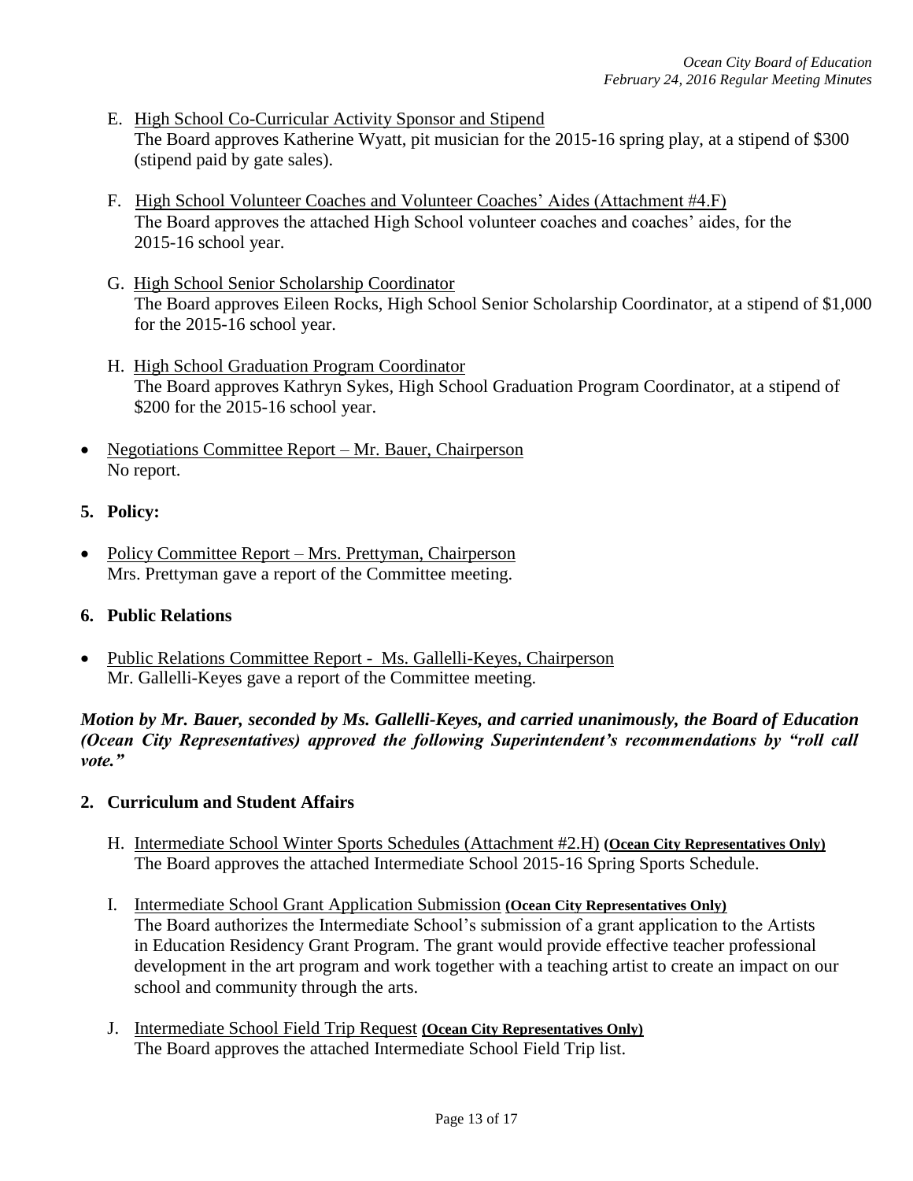E. <u>High School Co-Curricular Activity Sponsor and Stipend</u>
The Board approves Katherine Wyatt, pit musician for the 2015-16 spring play, at a stipend of $300 (stipend paid by gate sales).

F. <u>High School Volunteer Coaches and Volunteer Coaches' Aides (Attachment #4.F)</u>
The Board approves the attached High School volunteer coaches and coaches' aides, for the 2015-16 school year.

G. <u>High School Senior Scholarship Coordinator</u>
The Board approves Eileen Rocks, High School Senior Scholarship Coordinator, at a stipend of $1,000 for the 2015-16 school year.

H. <u>High School Graduation Program Coordinator</u>
The Board approves Kathryn Sykes, High School Graduation Program Coordinator, at a stipend of $200 for the 2015-16 school year.

- <u>Negotiations Committee Report – Mr. Bauer, Chairperson</u>
No report.

**5. Policy:**

- <u>Policy Committee Report – Mrs. Prettyman, Chairperson</u>
Mrs. Prettyman gave a report of the Committee meeting.

**6. Public Relations**

- <u>Public Relations Committee Report - Ms. Gallelli-Keyes, Chairperson</u>
Mr. Gallelli-Keyes gave a report of the Committee meeting.

***Motion by Mr. Bauer, seconded by Ms. Gallelli-Keyes, and carried unanimously, the Board of Education (Ocean City Representatives) approved the following Superintendent's recommendations by "roll call vote."***

**2. Curriculum and Student Affairs**

H. <u>Intermediate School Winter Sports Schedules (Attachment #2.H)</u> **<u>(Ocean City Representatives Only)</u>**
The Board approves the attached Intermediate School 2015-16 Spring Sports Schedule.

I. <u>Intermediate School Grant Application Submission</u> **<u>(Ocean City Representatives Only)</u>**
The Board authorizes the Intermediate School's submission of a grant application to the Artists in Education Residency Grant Program. The grant would provide effective teacher professional development in the art program and work together with a teaching artist to create an impact on our school and community through the arts.

J. <u>Intermediate School Field Trip Request</u> **<u>(Ocean City Representatives Only)</u>**
The Board approves the attached Intermediate School Field Trip list.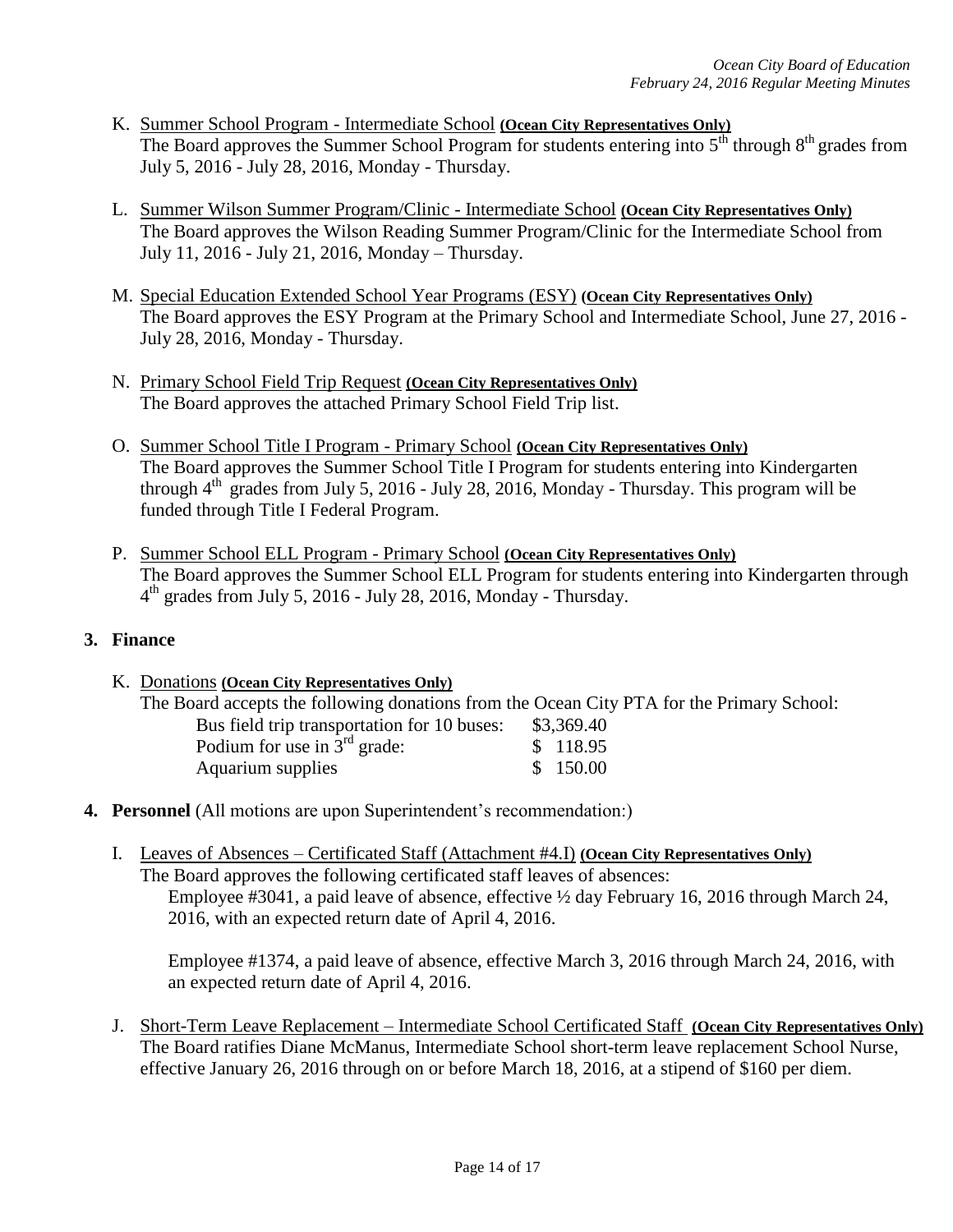K. Summer School Program - Intermediate School **(Ocean City Representatives Only)**
The Board approves the Summer School Program for students entering into 5th through 8th grades from July 5, 2016 - July 28, 2016, Monday - Thursday.

L. Summer Wilson Summer Program/Clinic - Intermediate School **(Ocean City Representatives Only)**
The Board approves the Wilson Reading Summer Program/Clinic for the Intermediate School from July 11, 2016 - July 21, 2016, Monday – Thursday.

M. Special Education Extended School Year Programs (ESY) **(Ocean City Representatives Only)**
The Board approves the ESY Program at the Primary School and Intermediate School, June 27, 2016 - July 28, 2016, Monday - Thursday.

N. Primary School Field Trip Request **(Ocean City Representatives Only)**
The Board approves the attached Primary School Field Trip list.

O. Summer School Title I Program - Primary School **(Ocean City Representatives Only)**
The Board approves the Summer School Title I Program for students entering into Kindergarten through 4th grades from July 5, 2016 - July 28, 2016, Monday - Thursday. This program will be funded through Title I Federal Program.

P. Summer School ELL Program - Primary School **(Ocean City Representatives Only)**
The Board approves the Summer School ELL Program for students entering into Kindergarten through 4th grades from July 5, 2016 - July 28, 2016, Monday - Thursday.

**3. Finance**

K. Donations **(Ocean City Representatives Only)**
The Board accepts the following donations from the Ocean City PTA for the Primary School:

| | |
|---|---|
| Bus field trip transportation for 10 buses: | $3,369.40 |
| Podium for use in 3rd grade: | $ 118.95 |
| Aquarium supplies | $ 150.00 |

**4. Personnel** (All motions are upon Superintendent's recommendation:)

I. Leaves of Absences – Certificated Staff (Attachment #4.I) **(Ocean City Representatives Only)**
The Board approves the following certificated staff leaves of absences:

Employee #3041, a paid leave of absence, effective ½ day February 16, 2016 through March 24, 2016, with an expected return date of April 4, 2016.

Employee #1374, a paid leave of absence, effective March 3, 2016 through March 24, 2016, with an expected return date of April 4, 2016.

J. Short-Term Leave Replacement – Intermediate School Certificated Staff **(Ocean City Representatives Only)**
The Board ratifies Diane McManus, Intermediate School short-term leave replacement School Nurse, effective January 26, 2016 through on or before March 18, 2016, at a stipend of $160 per diem.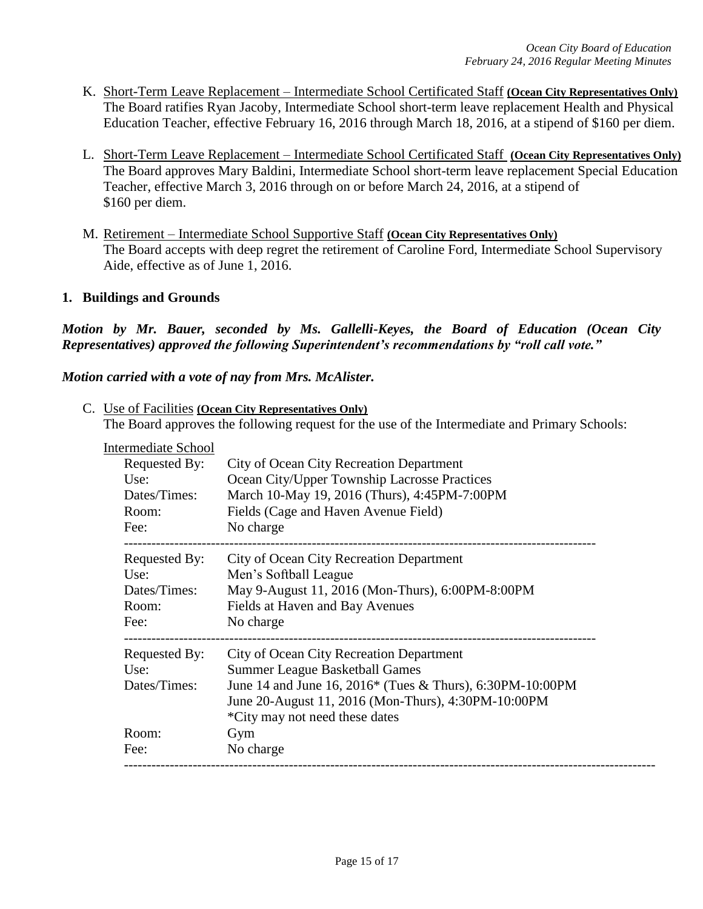K. <u>Short-Term Leave Replacement – Intermediate School Certificated Staff</u> **(Ocean City Representatives Only)**
   The Board ratifies Ryan Jacoby, Intermediate School short-term leave replacement Health and Physical Education Teacher, effective February 16, 2016 through March 18, 2016, at a stipend of $160 per diem.

L. <u>Short-Term Leave Replacement – Intermediate School Certificated Staff</u> **(Ocean City Representatives Only)**
   The Board approves Mary Baldini, Intermediate School short-term leave replacement Special Education Teacher, effective March 3, 2016 through on or before March 24, 2016, at a stipend of $160 per diem.

M. <u>Retirement – Intermediate School Supportive Staff</u> **(Ocean City Representatives Only)**
   The Board accepts with deep regret the retirement of Caroline Ford, Intermediate School Supervisory Aide, effective as of June 1, 2016.

**1. Buildings and Grounds**

***Motion by Mr. Bauer, seconded by Ms. Gallelli-Keyes, the Board of Education (Ocean City Representatives) approved the following Superintendent's recommendations by "roll call vote."***

***Motion carried with a vote of nay from Mrs. McAlister.***

C. <u>Use of Facilities</u> **(Ocean City Representatives Only)**
   The Board approves the following request for the use of the Intermediate and Primary Schools:

<u>Intermediate School</u>

| | |
|---|---|
| Requested By: | City of Ocean City Recreation Department |
| Use: | Ocean City/Upper Township Lacrosse Practices |
| Dates/Times: | March 10-May 19, 2016 (Thurs), 4:45PM-7:00PM |
| Room: | Fields (Cage and Haven Avenue Field) |
| Fee: | No charge |

---

| | |
|---|---|
| Requested By: | City of Ocean City Recreation Department |
| Use: | Men's Softball League |
| Dates/Times: | May 9-August 11, 2016 (Mon-Thurs), 6:00PM-8:00PM |
| Room: | Fields at Haven and Bay Avenues |
| Fee: | No charge |

---

| | |
|---|---|
| Requested By: | City of Ocean City Recreation Department |
| Use: | Summer League Basketball Games |
| Dates/Times: | June 14 and June 16, 2016* (Tues & Thurs), 6:30PM-10:00PM<br>June 20-August 11, 2016 (Mon-Thurs), 4:30PM-10:00PM<br>*City may not need these dates |
| Room: | Gym |
| Fee: | No charge |

---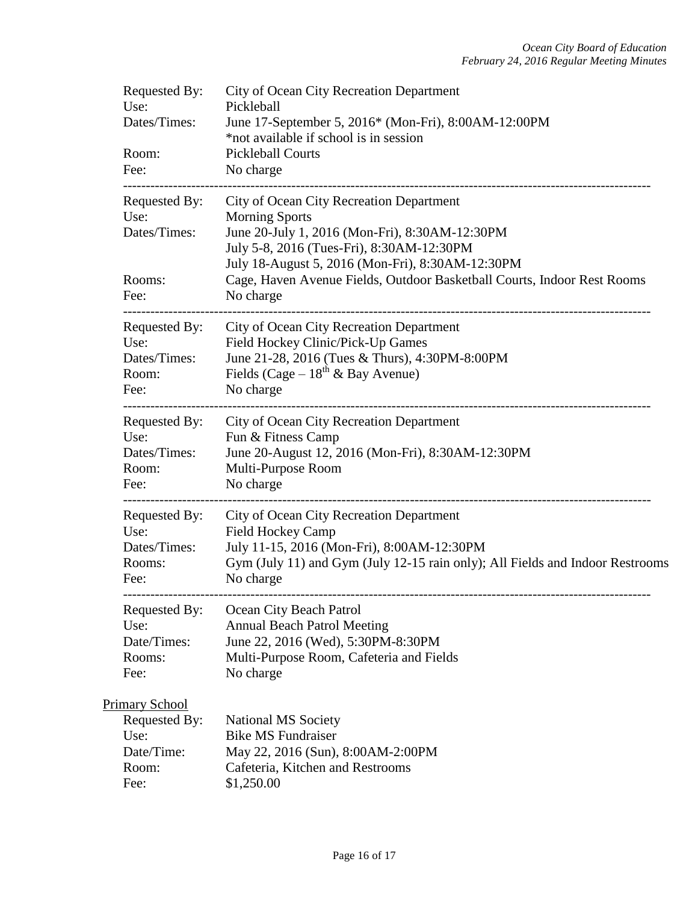Requested By: City of Ocean City Recreation Department
Use: Pickleball
Dates/Times: June 17-September 5, 2016* (Mon-Fri), 8:00AM-12:00PM
*not available if school is in session
Room: Pickleball Courts
Fee: No charge

---

Requested By: City of Ocean City Recreation Department
Use: Morning Sports
Dates/Times: June 20-July 1, 2016 (Mon-Fri), 8:30AM-12:30PM
July 5-8, 2016 (Tues-Fri), 8:30AM-12:30PM
July 18-August 5, 2016 (Mon-Fri), 8:30AM-12:30PM
Rooms: Cage, Haven Avenue Fields, Outdoor Basketball Courts, Indoor Rest Rooms
Fee: No charge

---

Requested By: City of Ocean City Recreation Department
Use: Field Hockey Clinic/Pick-Up Games
Dates/Times: June 21-28, 2016 (Tues & Thurs), 4:30PM-8:00PM
Room: Fields (Cage – 18th & Bay Avenue)
Fee: No charge

---

Requested By: City of Ocean City Recreation Department
Use: Fun & Fitness Camp
Dates/Times: June 20-August 12, 2016 (Mon-Fri), 8:30AM-12:30PM
Room: Multi-Purpose Room
Fee: No charge

---

Requested By: City of Ocean City Recreation Department
Use: Field Hockey Camp
Dates/Times: July 11-15, 2016 (Mon-Fri), 8:00AM-12:30PM
Rooms: Gym (July 11) and Gym (July 12-15 rain only); All Fields and Indoor Restrooms
Fee: No charge

---

Requested By: Ocean City Beach Patrol
Use: Annual Beach Patrol Meeting
Date/Times: June 22, 2016 (Wed), 5:30PM-8:30PM
Rooms: Multi-Purpose Room, Cafeteria and Fields
Fee: No charge

<u>Primary School</u>

Requested By: National MS Society
Use: Bike MS Fundraiser
Date/Time: May 22, 2016 (Sun), 8:00AM-2:00PM
Room: Cafeteria, Kitchen and Restrooms
Fee: $1,250.00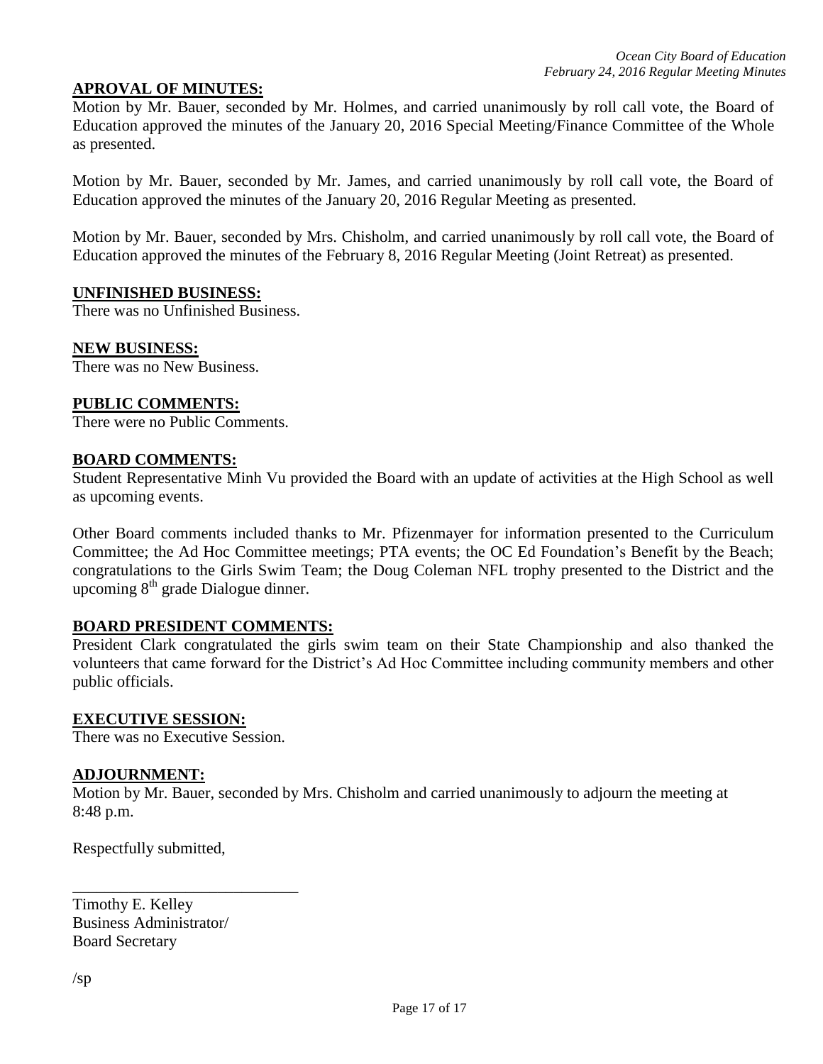## APROVAL OF MINUTES:

Motion by Mr. Bauer, seconded by Mr. Holmes, and carried unanimously by roll call vote, the Board of Education approved the minutes of the January 20, 2016 Special Meeting/Finance Committee of the Whole as presented.

Motion by Mr. Bauer, seconded by Mr. James, and carried unanimously by roll call vote, the Board of Education approved the minutes of the January 20, 2016 Regular Meeting as presented.

Motion by Mr. Bauer, seconded by Mrs. Chisholm, and carried unanimously by roll call vote, the Board of Education approved the minutes of the February 8, 2016 Regular Meeting (Joint Retreat) as presented.

## UNFINISHED BUSINESS:

There was no Unfinished Business.

## NEW BUSINESS:

There was no New Business.

## PUBLIC COMMENTS:

There were no Public Comments.

## BOARD COMMENTS:

Student Representative Minh Vu provided the Board with an update of activities at the High School as well as upcoming events.

Other Board comments included thanks to Mr. Pfizenmayer for information presented to the Curriculum Committee; the Ad Hoc Committee meetings; PTA events; the OC Ed Foundation's Benefit by the Beach; congratulations to the Girls Swim Team; the Doug Coleman NFL trophy presented to the District and the upcoming 8th grade Dialogue dinner.

## BOARD PRESIDENT COMMENTS:

President Clark congratulated the girls swim team on their State Championship and also thanked the volunteers that came forward for the District's Ad Hoc Committee including community members and other public officials.

## EXECUTIVE SESSION:

There was no Executive Session.

## ADJOURNMENT:

Motion by Mr. Bauer, seconded by Mrs. Chisholm and carried unanimously to adjourn the meeting at 8:48 p.m.

Respectfully submitted,

\_\_\_\_\_\_\_\_\_\_\_\_\_\_\_\_\_\_\_\_\_\_\_\_\_\_\_\_

Timothy E. Kelley
Business Administrator/
Board Secretary

/sp